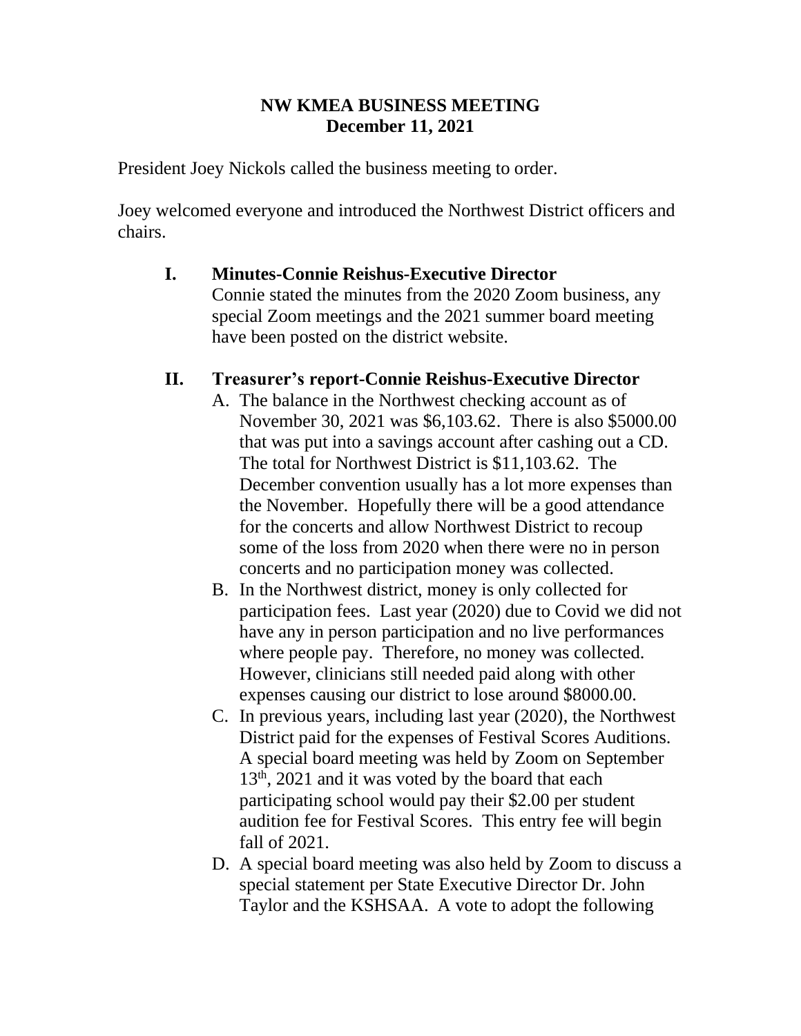# NW KMEA BUSINESS MEETING
## December 11, 2021

President Joey Nickols called the business meeting to order.

Joey welcomed everyone and introduced the Northwest District officers and chairs.

**I. Minutes-Connie Reishus-Executive Director**

Connie stated the minutes from the 2020 Zoom business, any special Zoom meetings and the 2021 summer board meeting have been posted on the district website.

**II. Treasurer's report-Connie Reishus-Executive Director**

A. The balance in the Northwest checking account as of November 30, 2021 was $6,103.62. There is also $5000.00 that was put into a savings account after cashing out a CD. The total for Northwest District is $11,103.62. The December convention usually has a lot more expenses than the November. Hopefully there will be a good attendance for the concerts and allow Northwest District to recoup some of the loss from 2020 when there were no in person concerts and no participation money was collected.

B. In the Northwest district, money is only collected for participation fees. Last year (2020) due to Covid we did not have any in person participation and no live performances where people pay. Therefore, no money was collected. However, clinicians still needed paid along with other expenses causing our district to lose around $8000.00.

C. In previous years, including last year (2020), the Northwest District paid for the expenses of Festival Scores Auditions. A special board meeting was held by Zoom on September 13th, 2021 and it was voted by the board that each participating school would pay their $2.00 per student audition fee for Festival Scores. This entry fee will begin fall of 2021.

D. A special board meeting was also held by Zoom to discuss a special statement per State Executive Director Dr. John Taylor and the KSHSAA. A vote to adopt the following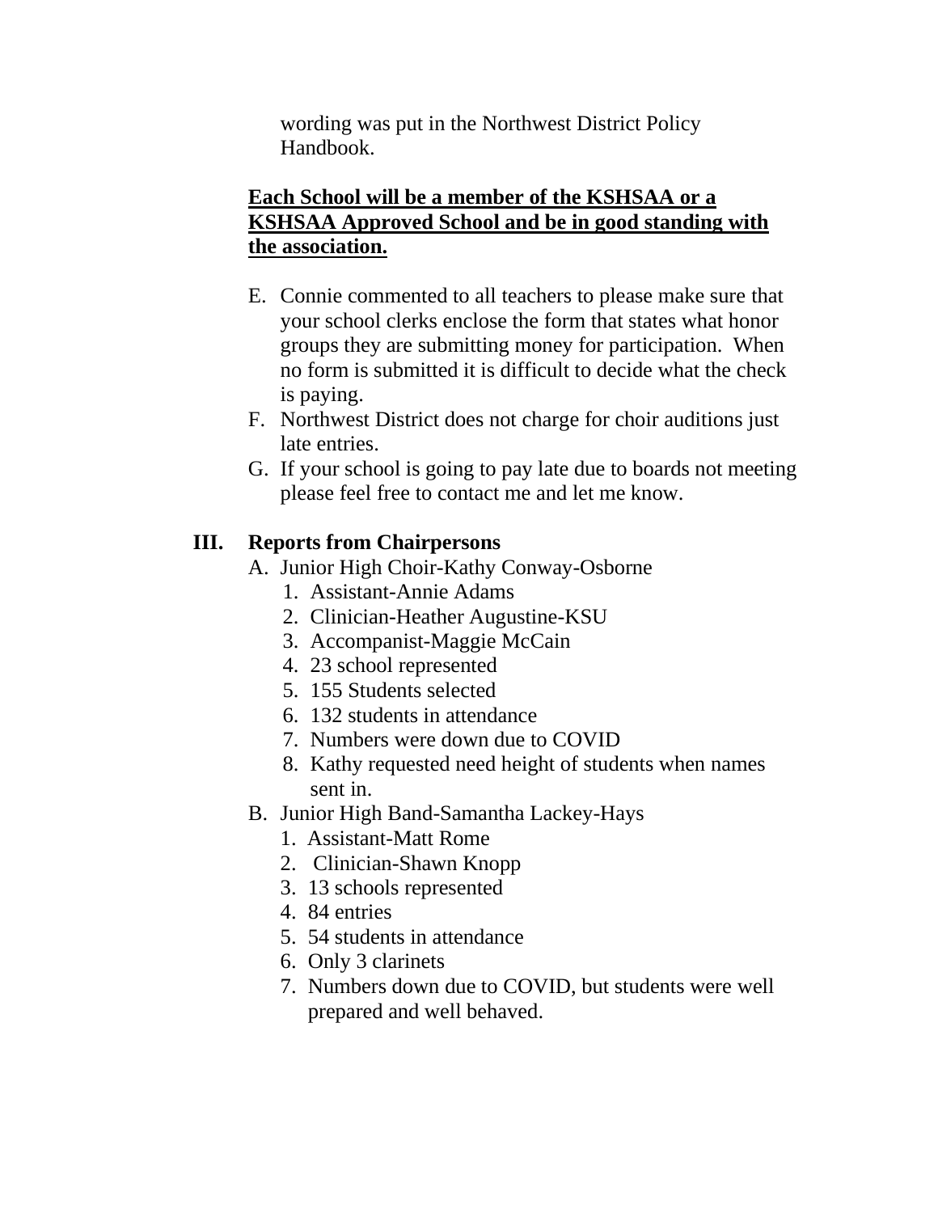wording was put in the Northwest District Policy Handbook.

<u>**Each School will be a member of the KSHSAA or a KSHSAA Approved School and be in good standing with the association.**</u>

E. Connie commented to all teachers to please make sure that your school clerks enclose the form that states what honor groups they are submitting money for participation. When no form is submitted it is difficult to decide what the check is paying.
F. Northwest District does not charge for choir auditions just late entries.
G. If your school is going to pay late due to boards not meeting please feel free to contact me and let me know.

## III. Reports from Chairpersons

A. Junior High Choir-Kathy Conway-Osborne
   1. Assistant-Annie Adams
   2. Clinician-Heather Augustine-KSU
   3. Accompanist-Maggie McCain
   4. 23 school represented
   5. 155 Students selected
   6. 132 students in attendance
   7. Numbers were down due to COVID
   8. Kathy requested need height of students when names sent in.
B. Junior High Band-Samantha Lackey-Hays
   1. Assistant-Matt Rome
   2. Clinician-Shawn Knopp
   3. 13 schools represented
   4. 84 entries
   5. 54 students in attendance
   6. Only 3 clarinets
   7. Numbers down due to COVID, but students were well prepared and well behaved.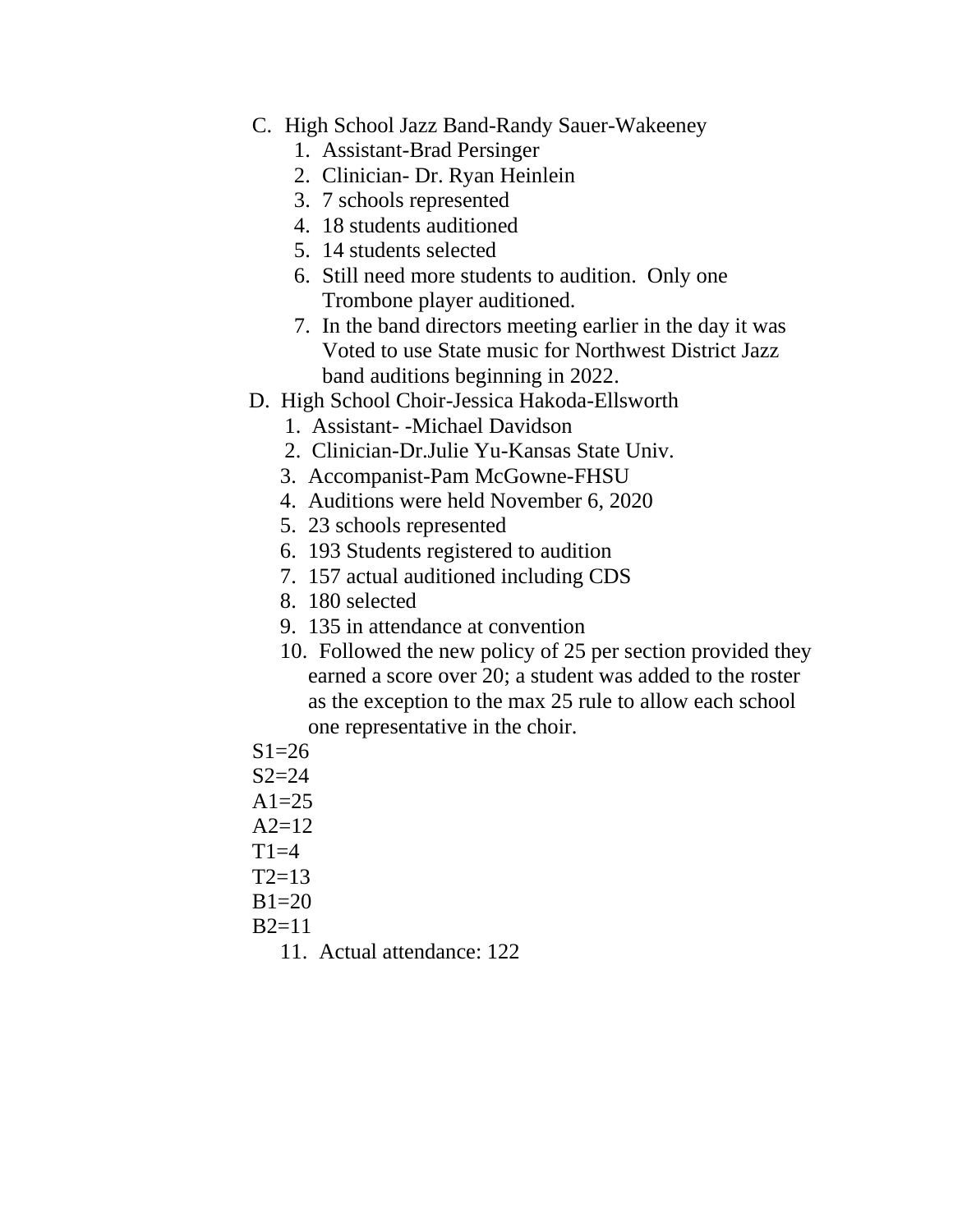C. High School Jazz Band-Randy Sauer-Wakeeney

1. Assistant-Brad Persinger
2. Clinician- Dr. Ryan Heinlein
3. 7 schools represented
4. 18 students auditioned
5. 14 students selected
6. Still need more students to audition. Only one Trombone player auditioned.
7. In the band directors meeting earlier in the day it was Voted to use State music for Northwest District Jazz band auditions beginning in 2022.

D. High School Choir-Jessica Hakoda-Ellsworth

1. Assistant- -Michael Davidson
2. Clinician-Dr.Julie Yu-Kansas State Univ.
3. Accompanist-Pam McGowne-FHSU
4. Auditions were held November 6, 2020
5. 23 schools represented
6. 193 Students registered to audition
7. 157 actual auditioned including CDS
8. 180 selected
9. 135 in attendance at convention
10. Followed the new policy of 25 per section provided they earned a score over 20; a student was added to the roster as the exception to the max 25 rule to allow each school one representative in the choir.

S1=26
S2=24
A1=25
A2=12
T1=4
T2=13
B1=20
B2=11

11. Actual attendance: 122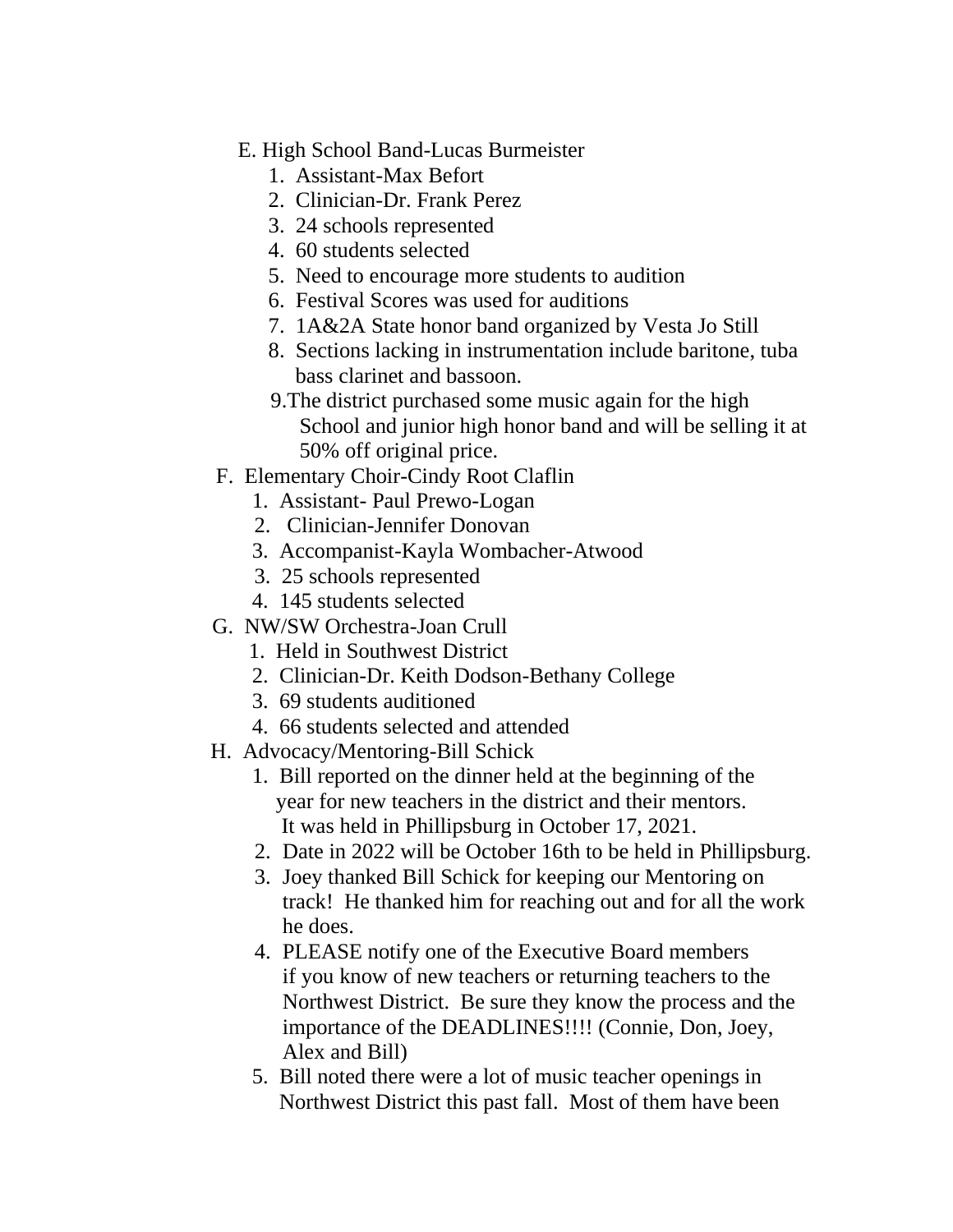E. High School Band-Lucas Burmeister

1. Assistant-Max Befort
2. Clinician-Dr. Frank Perez
3. 24 schools represented
4. 60 students selected
5. Need to encourage more students to audition
6. Festival Scores was used for auditions
7. 1A&2A State honor band organized by Vesta Jo Still
8. Sections lacking in instrumentation include baritone, tuba bass clarinet and bassoon.
9. The district purchased some music again for the high School and junior high honor band and will be selling it at 50% off original price.

F. Elementary Choir-Cindy Root Claflin

1. Assistant- Paul Prewo-Logan
2. Clinician-Jennifer Donovan
3. Accompanist-Kayla Wombacher-Atwood
3. 25 schools represented
4. 145 students selected

G. NW/SW Orchestra-Joan Crull

1. Held in Southwest District
2. Clinician-Dr. Keith Dodson-Bethany College
3. 69 students auditioned
4. 66 students selected and attended

H. Advocacy/Mentoring-Bill Schick

1. Bill reported on the dinner held at the beginning of the year for new teachers in the district and their mentors. It was held in Phillipsburg in October 17, 2021.
2. Date in 2022 will be October 16th to be held in Phillipsburg.
3. Joey thanked Bill Schick for keeping our Mentoring on track! He thanked him for reaching out and for all the work he does.
4. PLEASE notify one of the Executive Board members if you know of new teachers or returning teachers to the Northwest District. Be sure they know the process and the importance of the DEADLINES!!!! (Connie, Don, Joey, Alex and Bill)
5. Bill noted there were a lot of music teacher openings in Northwest District this past fall. Most of them have been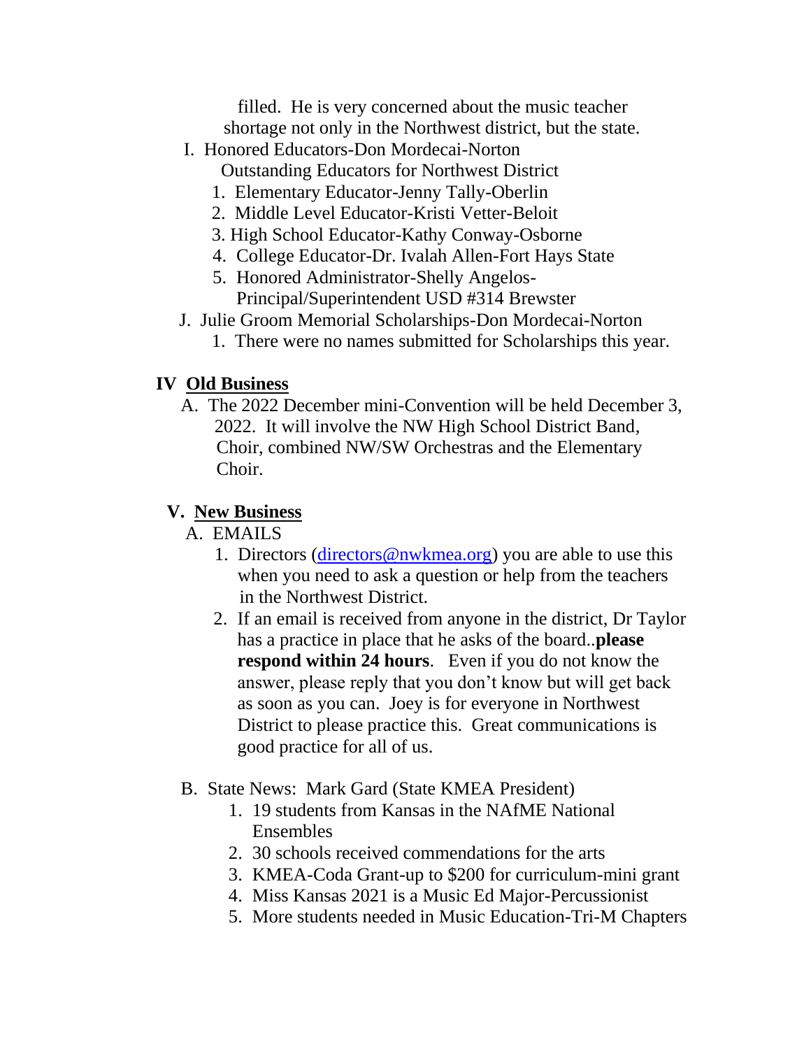filled. He is very concerned about the music teacher shortage not only in the Northwest district, but the state.

I. Honored Educators-Don Mordecai-Norton
   Outstanding Educators for Northwest District
   1. Elementary Educator-Jenny Tally-Oberlin
   2. Middle Level Educator-Kristi Vetter-Beloit
   3. High School Educator-Kathy Conway-Osborne
   4. College Educator-Dr. Ivalah Allen-Fort Hays State
   5. Honored Administrator-Shelly Angelos-Principal/Superintendent USD #314 Brewster

J. Julie Groom Memorial Scholarships-Don Mordecai-Norton
   1. There were no names submitted for Scholarships this year.

## IV <u>Old Business</u>

A. The 2022 December mini-Convention will be held December 3, 2022. It will involve the NW High School District Band, Choir, combined NW/SW Orchestras and the Elementary Choir.

## V. <u>New Business</u>

A. EMAILS
   1. Directors ([directors@nwkmea.org](mailto:directors@nwkmea.org)) you are able to use this when you need to ask a question or help from the teachers in the Northwest District.
   2. If an email is received from anyone in the district, Dr Taylor has a practice in place that he asks of the board..**please respond within 24 hours**. Even if you do not know the answer, please reply that you don't know but will get back as soon as you can. Joey is for everyone in Northwest District to please practice this. Great communications is good practice for all of us.

B. State News: Mark Gard (State KMEA President)
   1. 19 students from Kansas in the NAfME National Ensembles
   2. 30 schools received commendations for the arts
   3. KMEA-Coda Grant-up to $200 for curriculum-mini grant
   4. Miss Kansas 2021 is a Music Ed Major-Percussionist
   5. More students needed in Music Education-Tri-M Chapters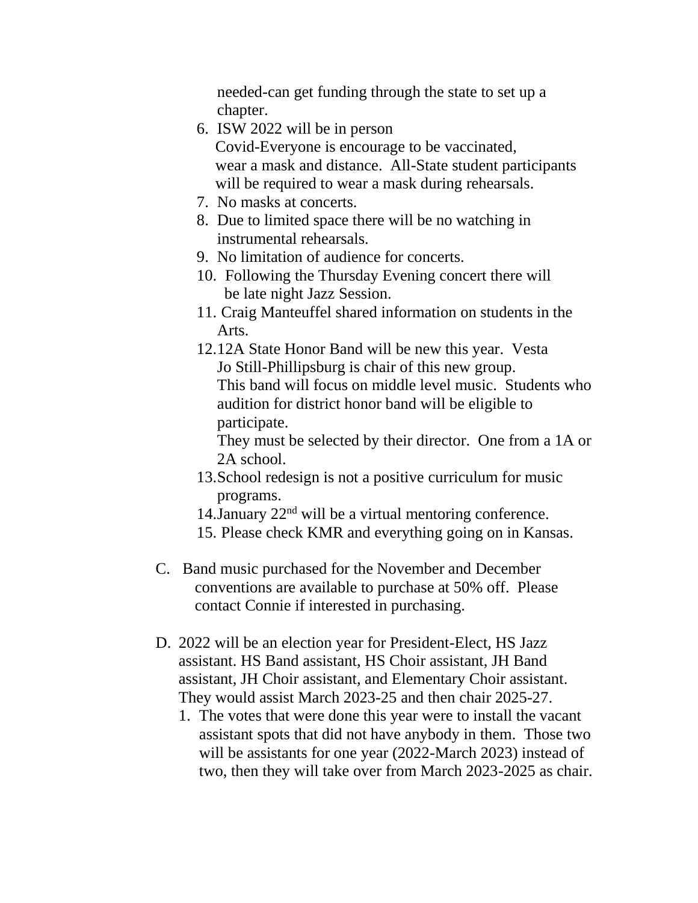needed-can get funding through the state to set up a chapter.

6. ISW 2022 will be in person
   Covid-Everyone is encourage to be vaccinated, wear a mask and distance. All-State student participants will be required to wear a mask during rehearsals.
7. No masks at concerts.
8. Due to limited space there will be no watching in instrumental rehearsals.
9. No limitation of audience for concerts.
10. Following the Thursday Evening concert there will be late night Jazz Session.
11. Craig Manteuffel shared information on students in the Arts.
12. 12A State Honor Band will be new this year. Vesta Jo Still-Phillipsburg is chair of this new group. This band will focus on middle level music. Students who audition for district honor band will be eligible to participate.
    They must be selected by their director. One from a 1A or 2A school.
13. School redesign is not a positive curriculum for music programs.
14. January 22nd will be a virtual mentoring conference.
15. Please check KMR and everything going on in Kansas.

C. Band music purchased for the November and December conventions are available to purchase at 50% off. Please contact Connie if interested in purchasing.

D. 2022 will be an election year for President-Elect, HS Jazz assistant. HS Band assistant, HS Choir assistant, JH Band assistant, JH Choir assistant, and Elementary Choir assistant. They would assist March 2023-25 and then chair 2025-27.
   1. The votes that were done this year were to install the vacant assistant spots that did not have anybody in them. Those two will be assistants for one year (2022-March 2023) instead of two, then they will take over from March 2023-2025 as chair.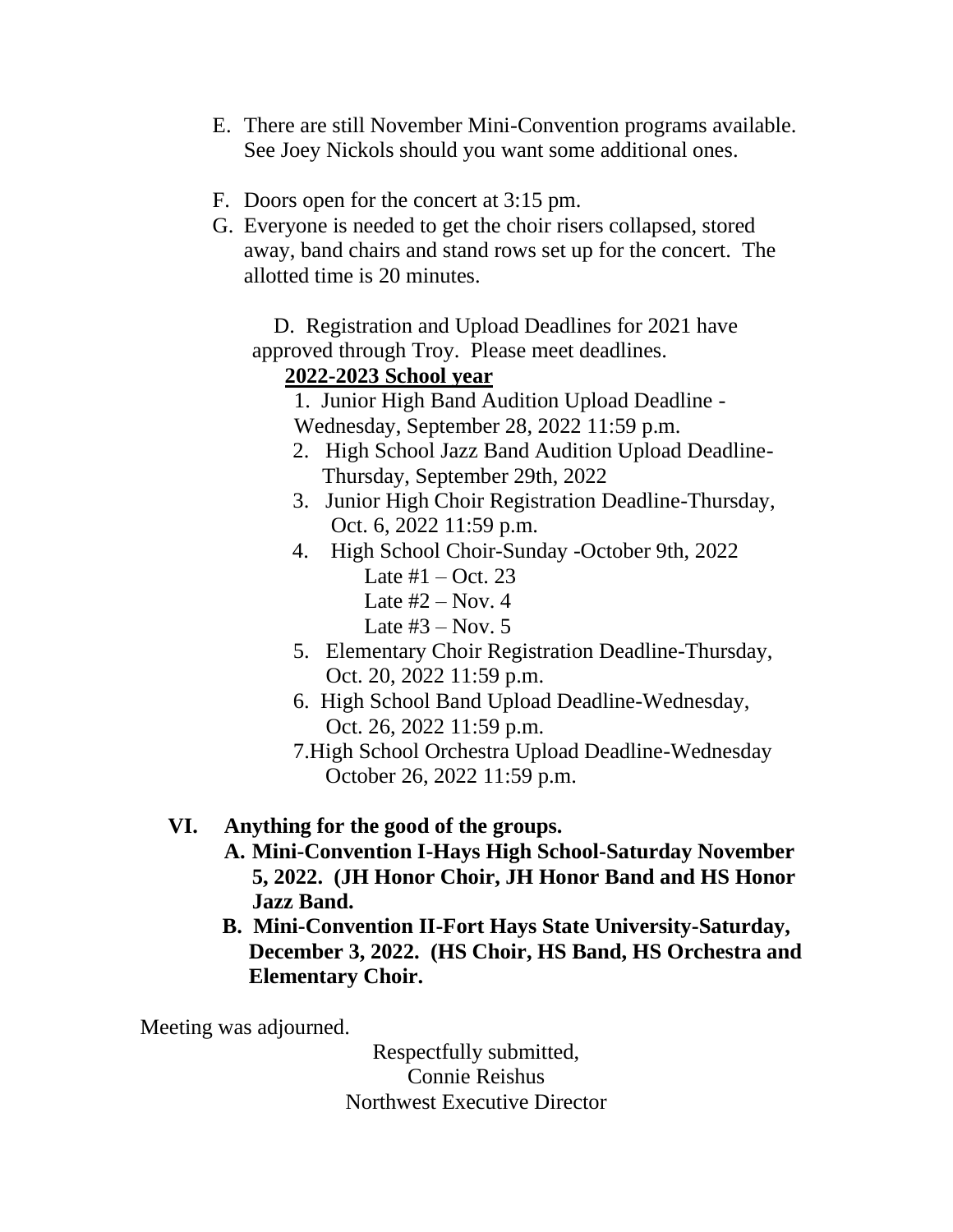E. There are still November Mini-Convention programs available. See Joey Nickols should you want some additional ones.

F. Doors open for the concert at 3:15 pm.

G. Everyone is needed to get the choir risers collapsed, stored away, band chairs and stand rows set up for the concert. The allotted time is 20 minutes.

D. Registration and Upload Deadlines for 2021 have approved through Troy. Please meet deadlines.

**2022-2023 School year**

1. Junior High Band Audition Upload Deadline - Wednesday, September 28, 2022 11:59 p.m.
2. High School Jazz Band Audition Upload Deadline- Thursday, September 29th, 2022
3. Junior High Choir Registration Deadline-Thursday, Oct. 6, 2022 11:59 p.m.
4. High School Choir-Sunday -October 9th, 2022
   Late #1 – Oct. 23
   Late #2 – Nov. 4
   Late #3 – Nov. 5
5. Elementary Choir Registration Deadline-Thursday, Oct. 20, 2022 11:59 p.m.
6. High School Band Upload Deadline-Wednesday, Oct. 26, 2022 11:59 p.m.
7. High School Orchestra Upload Deadline-Wednesday October 26, 2022 11:59 p.m.

**VI. Anything for the good of the groups.**

**A. Mini-Convention I-Hays High School-Saturday November 5, 2022. (JH Honor Choir, JH Honor Band and HS Honor Jazz Band.**

**B. Mini-Convention II-Fort Hays State University-Saturday, December 3, 2022. (HS Choir, HS Band, HS Orchestra and Elementary Choir.**

Meeting was adjourned.

Respectfully submitted,
Connie Reishus
Northwest Executive Director